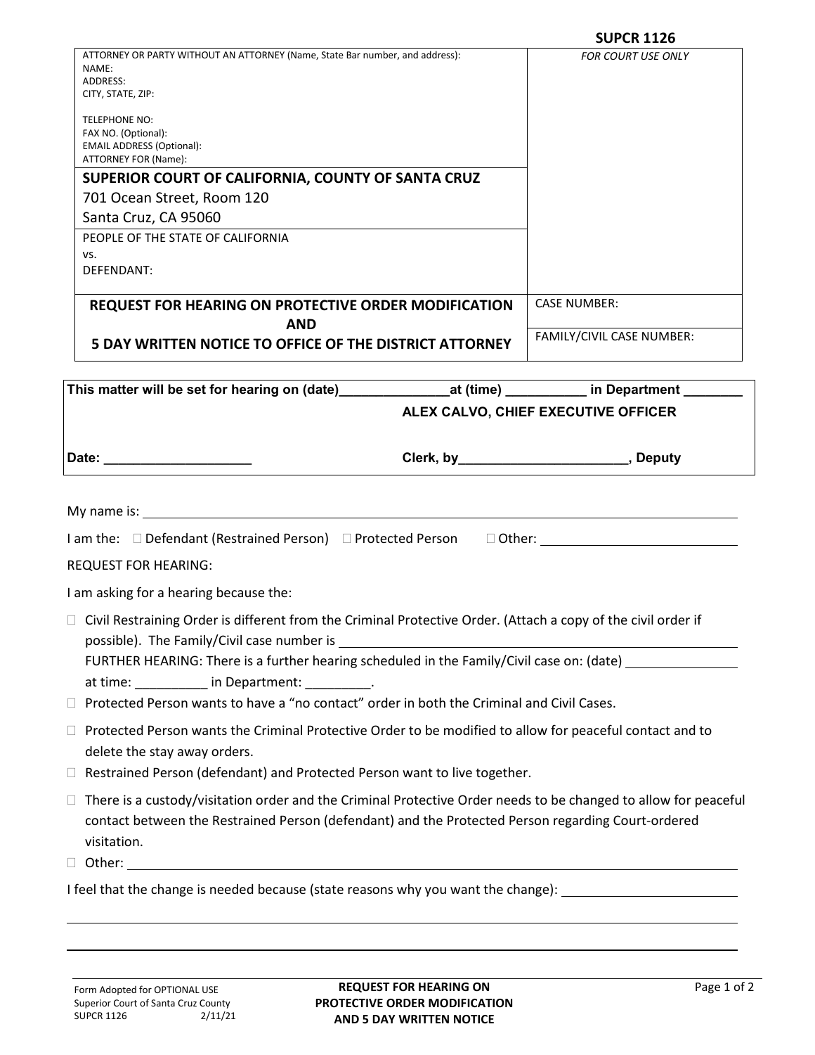**SUPCR 1126**

| ATTORNEY OR PARTY WITHOUT AN ATTORNEY (Name, State Bar number, and address):<br>NAME:<br>ADDRESS:<br>CITY, STATE, ZIP:<br><br>TELEPHONE NO:<br>FAX NO. (Optional):<br>EMAIL ADDRESS (Optional):<br>ATTORNEY FOR (Name): | *FOR COURT USE ONLY* |
|---|---|
| **SUPERIOR COURT OF CALIFORNIA, COUNTY OF SANTA CRUZ**<br>701 Ocean Street, Room 120<br>Santa Cruz, CA 95060 | |
| PEOPLE OF THE STATE OF CALIFORNIA<br>vs.<br>DEFENDANT: | |
| **REQUEST FOR HEARING ON PROTECTIVE ORDER MODIFICATION AND 5 DAY WRITTEN NOTICE TO OFFICE OF THE DISTRICT ATTORNEY** | CASE NUMBER:<br><br>FAMILY/CIVIL CASE NUMBER: |

**This matter will be set for hearing on (date)______________at (time) __________ in Department ________**

**ALEX CALVO, CHIEF EXECUTIVE OFFICER**

**Date: ___________________ Clerk, by______________________, Deputy**

My name is: ______________________________

I am the: ☐ Defendant (Restrained Person) ☐ Protected Person ☐ Other: ______________

REQUEST FOR HEARING:

I am asking for a hearing because the:

- ☐ Civil Restraining Order is different from the Criminal Protective Order. (Attach a copy of the civil order if possible). The Family/Civil case number is ______________________________
  FURTHER HEARING: There is a further hearing scheduled in the Family/Civil case on: (date) ______________ at time: __________ in Department: _________.
- ☐ Protected Person wants to have a "no contact" order in both the Criminal and Civil Cases.
- ☐ Protected Person wants the Criminal Protective Order to be modified to allow for peaceful contact and to delete the stay away orders.
- ☐ Restrained Person (defendant) and Protected Person want to live together.
- ☐ There is a custody/visitation order and the Criminal Protective Order needs to be changed to allow for peaceful contact between the Restrained Person (defendant) and the Protected Person regarding Court-ordered visitation.
- ☐ Other: ______________________________

I feel that the change is needed because (state reasons why you want the change): ______________________________

______________________________________________________________

______________________________________________________________

Form Adopted for OPTIONAL USE
Superior Court of Santa Cruz County
SUPCR 1126 2/11/21

**REQUEST FOR HEARING ON PROTECTIVE ORDER MODIFICATION AND 5 DAY WRITTEN NOTICE**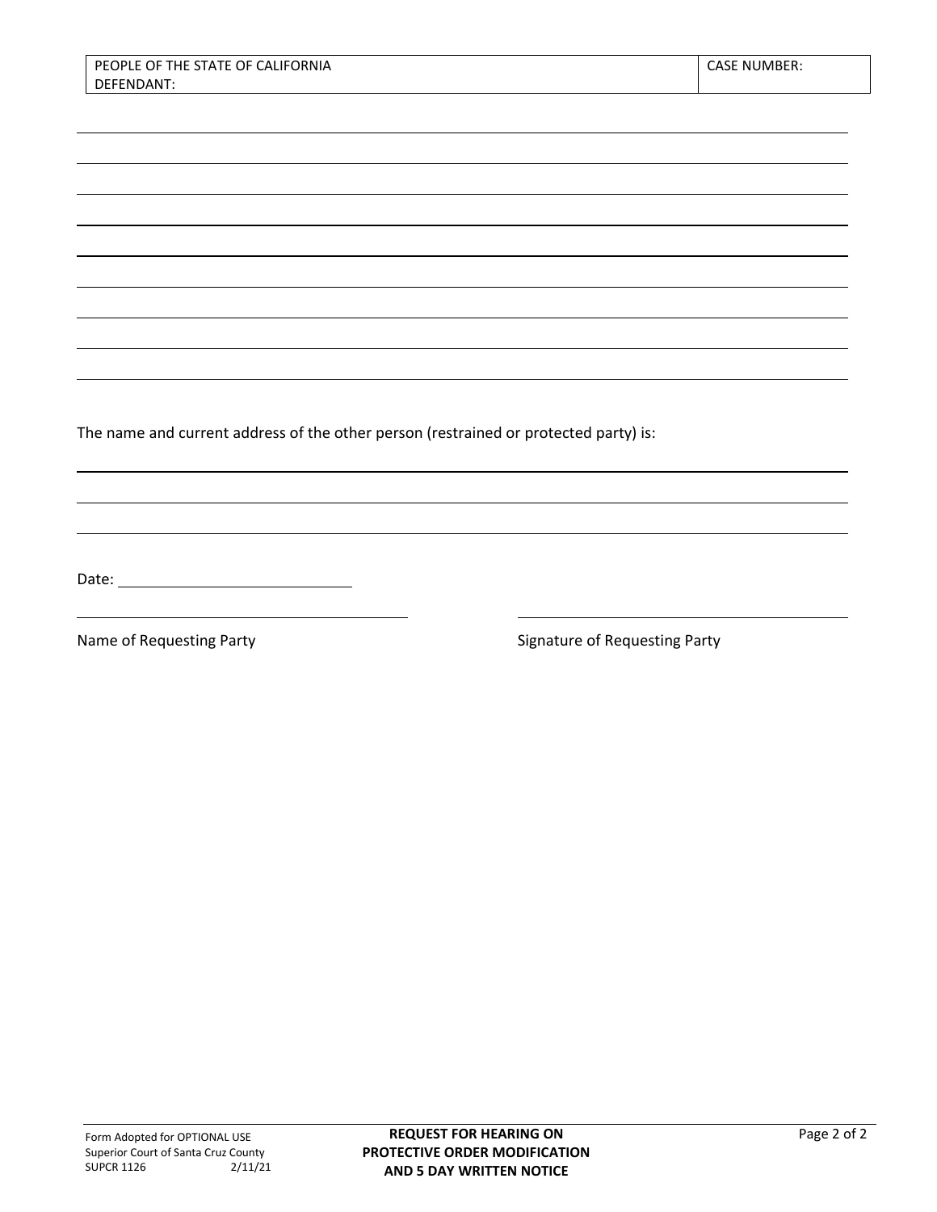| PEOPLE OF THE STATE OF CALIFORNIA<br>DEFENDANT: | CASE NUMBER: |
|---|---|

The name and current address of the other person (restrained or protected party) is:

Date: ______________________

______________________________ ______________________________

Name of Requesting Party Signature of Requesting Party

Form Adopted for OPTIONAL USE
Superior Court of Santa Cruz County
SUPCR 1126 2/11/21

**REQUEST FOR HEARING ON PROTECTIVE ORDER MODIFICATION AND 5 DAY WRITTEN NOTICE**